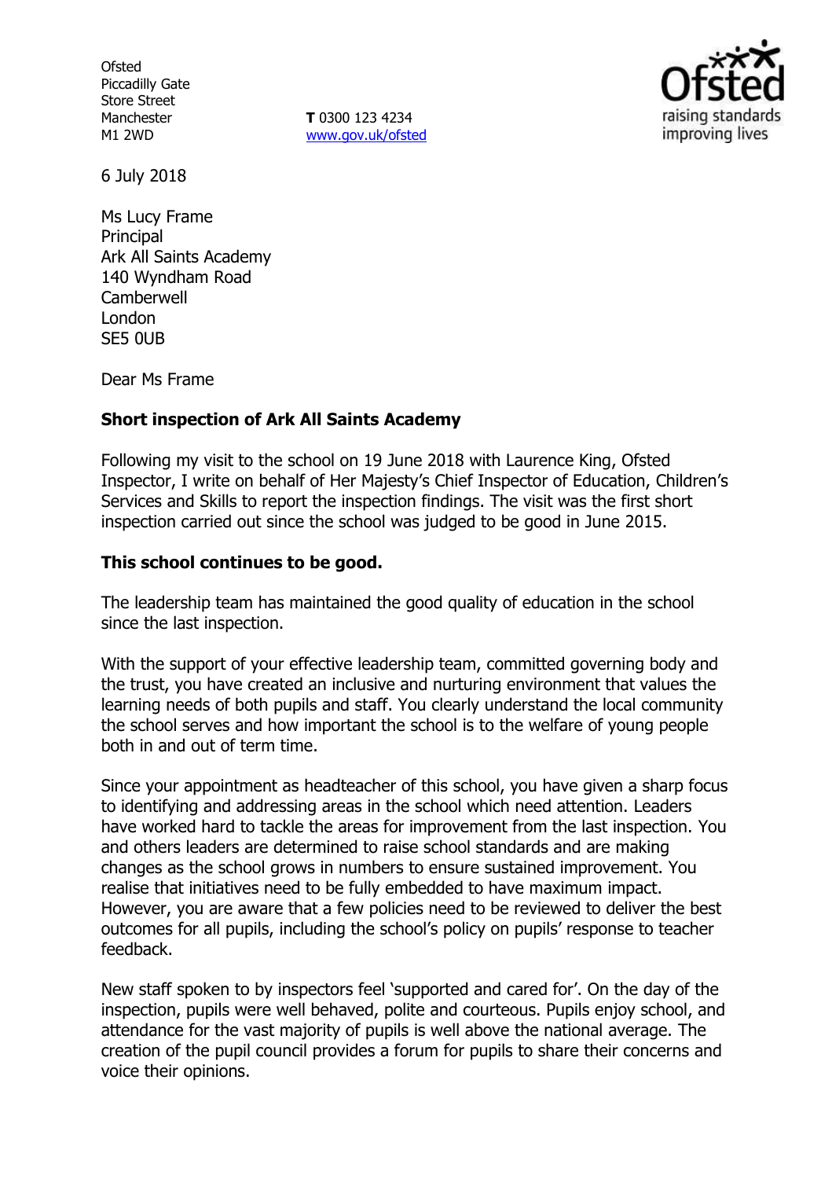Ofsted
Piccadilly Gate
Store Street
Manchester
M1 2WD

**T** 0300 123 4234
www.gov.uk/ofsted

6 July 2018

Ms Lucy Frame
Principal
Ark All Saints Academy
140 Wyndham Road
Camberwell
London
SE5 0UB

Dear Ms Frame

**Short inspection of Ark All Saints Academy**

Following my visit to the school on 19 June 2018 with Laurence King, Ofsted Inspector, I write on behalf of Her Majesty's Chief Inspector of Education, Children's Services and Skills to report the inspection findings. The visit was the first short inspection carried out since the school was judged to be good in June 2015.

**This school continues to be good.**

The leadership team has maintained the good quality of education in the school since the last inspection.

With the support of your effective leadership team, committed governing body and the trust, you have created an inclusive and nurturing environment that values the learning needs of both pupils and staff. You clearly understand the local community the school serves and how important the school is to the welfare of young people both in and out of term time.

Since your appointment as headteacher of this school, you have given a sharp focus to identifying and addressing areas in the school which need attention. Leaders have worked hard to tackle the areas for improvement from the last inspection. You and others leaders are determined to raise school standards and are making changes as the school grows in numbers to ensure sustained improvement. You realise that initiatives need to be fully embedded to have maximum impact. However, you are aware that a few policies need to be reviewed to deliver the best outcomes for all pupils, including the school's policy on pupils' response to teacher feedback.

New staff spoken to by inspectors feel 'supported and cared for'. On the day of the inspection, pupils were well behaved, polite and courteous. Pupils enjoy school, and attendance for the vast majority of pupils is well above the national average. The creation of the pupil council provides a forum for pupils to share their concerns and voice their opinions.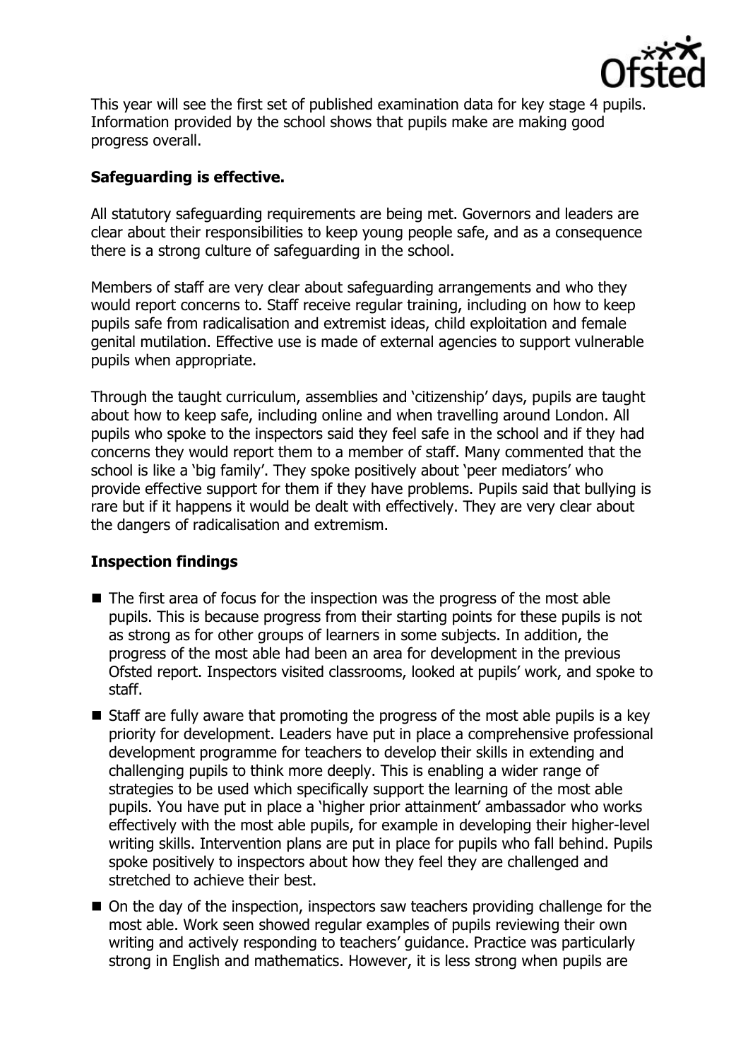This year will see the first set of published examination data for key stage 4 pupils. Information provided by the school shows that pupils make are making good progress overall.

**Safeguarding is effective.**

All statutory safeguarding requirements are being met. Governors and leaders are clear about their responsibilities to keep young people safe, and as a consequence there is a strong culture of safeguarding in the school.

Members of staff are very clear about safeguarding arrangements and who they would report concerns to. Staff receive regular training, including on how to keep pupils safe from radicalisation and extremist ideas, child exploitation and female genital mutilation. Effective use is made of external agencies to support vulnerable pupils when appropriate.

Through the taught curriculum, assemblies and 'citizenship' days, pupils are taught about how to keep safe, including online and when travelling around London. All pupils who spoke to the inspectors said they feel safe in the school and if they had concerns they would report them to a member of staff. Many commented that the school is like a 'big family'. They spoke positively about 'peer mediators' who provide effective support for them if they have problems. Pupils said that bullying is rare but if it happens it would be dealt with effectively. They are very clear about the dangers of radicalisation and extremism.

**Inspection findings**

- The first area of focus for the inspection was the progress of the most able pupils. This is because progress from their starting points for these pupils is not as strong as for other groups of learners in some subjects. In addition, the progress of the most able had been an area for development in the previous Ofsted report. Inspectors visited classrooms, looked at pupils' work, and spoke to staff.
- Staff are fully aware that promoting the progress of the most able pupils is a key priority for development. Leaders have put in place a comprehensive professional development programme for teachers to develop their skills in extending and challenging pupils to think more deeply. This is enabling a wider range of strategies to be used which specifically support the learning of the most able pupils. You have put in place a 'higher prior attainment' ambassador who works effectively with the most able pupils, for example in developing their higher-level writing skills. Intervention plans are put in place for pupils who fall behind. Pupils spoke positively to inspectors about how they feel they are challenged and stretched to achieve their best.
- On the day of the inspection, inspectors saw teachers providing challenge for the most able. Work seen showed regular examples of pupils reviewing their own writing and actively responding to teachers' guidance. Practice was particularly strong in English and mathematics. However, it is less strong when pupils are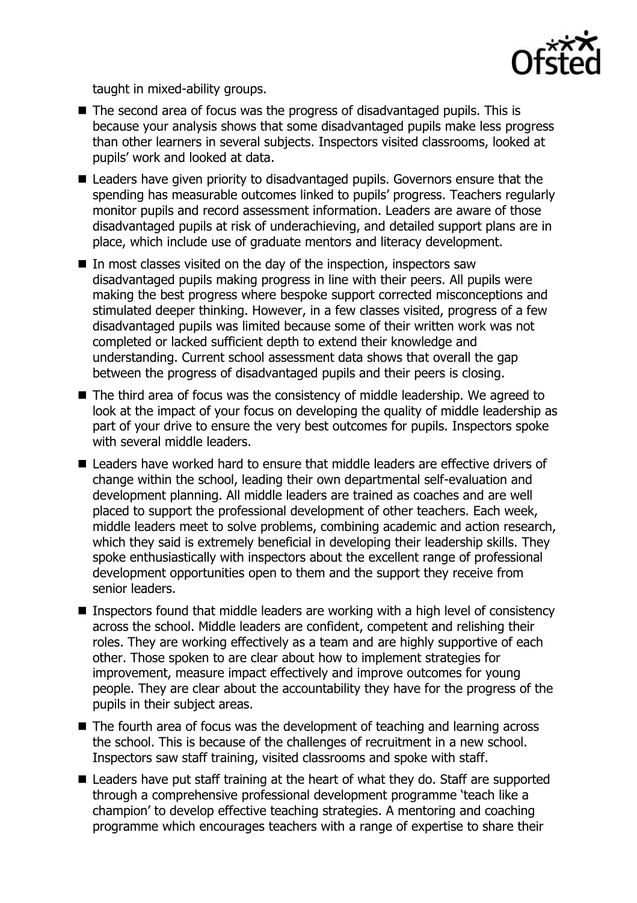taught in mixed-ability groups.

- The second area of focus was the progress of disadvantaged pupils. This is because your analysis shows that some disadvantaged pupils make less progress than other learners in several subjects. Inspectors visited classrooms, looked at pupils' work and looked at data.
- Leaders have given priority to disadvantaged pupils. Governors ensure that the spending has measurable outcomes linked to pupils' progress. Teachers regularly monitor pupils and record assessment information. Leaders are aware of those disadvantaged pupils at risk of underachieving, and detailed support plans are in place, which include use of graduate mentors and literacy development.
- In most classes visited on the day of the inspection, inspectors saw disadvantaged pupils making progress in line with their peers. All pupils were making the best progress where bespoke support corrected misconceptions and stimulated deeper thinking. However, in a few classes visited, progress of a few disadvantaged pupils was limited because some of their written work was not completed or lacked sufficient depth to extend their knowledge and understanding. Current school assessment data shows that overall the gap between the progress of disadvantaged pupils and their peers is closing.
- The third area of focus was the consistency of middle leadership. We agreed to look at the impact of your focus on developing the quality of middle leadership as part of your drive to ensure the very best outcomes for pupils. Inspectors spoke with several middle leaders.
- Leaders have worked hard to ensure that middle leaders are effective drivers of change within the school, leading their own departmental self-evaluation and development planning. All middle leaders are trained as coaches and are well placed to support the professional development of other teachers. Each week, middle leaders meet to solve problems, combining academic and action research, which they said is extremely beneficial in developing their leadership skills. They spoke enthusiastically with inspectors about the excellent range of professional development opportunities open to them and the support they receive from senior leaders.
- Inspectors found that middle leaders are working with a high level of consistency across the school. Middle leaders are confident, competent and relishing their roles. They are working effectively as a team and are highly supportive of each other. Those spoken to are clear about how to implement strategies for improvement, measure impact effectively and improve outcomes for young people. They are clear about the accountability they have for the progress of the pupils in their subject areas.
- The fourth area of focus was the development of teaching and learning across the school. This is because of the challenges of recruitment in a new school. Inspectors saw staff training, visited classrooms and spoke with staff.
- Leaders have put staff training at the heart of what they do. Staff are supported through a comprehensive professional development programme 'teach like a champion' to develop effective teaching strategies. A mentoring and coaching programme which encourages teachers with a range of expertise to share their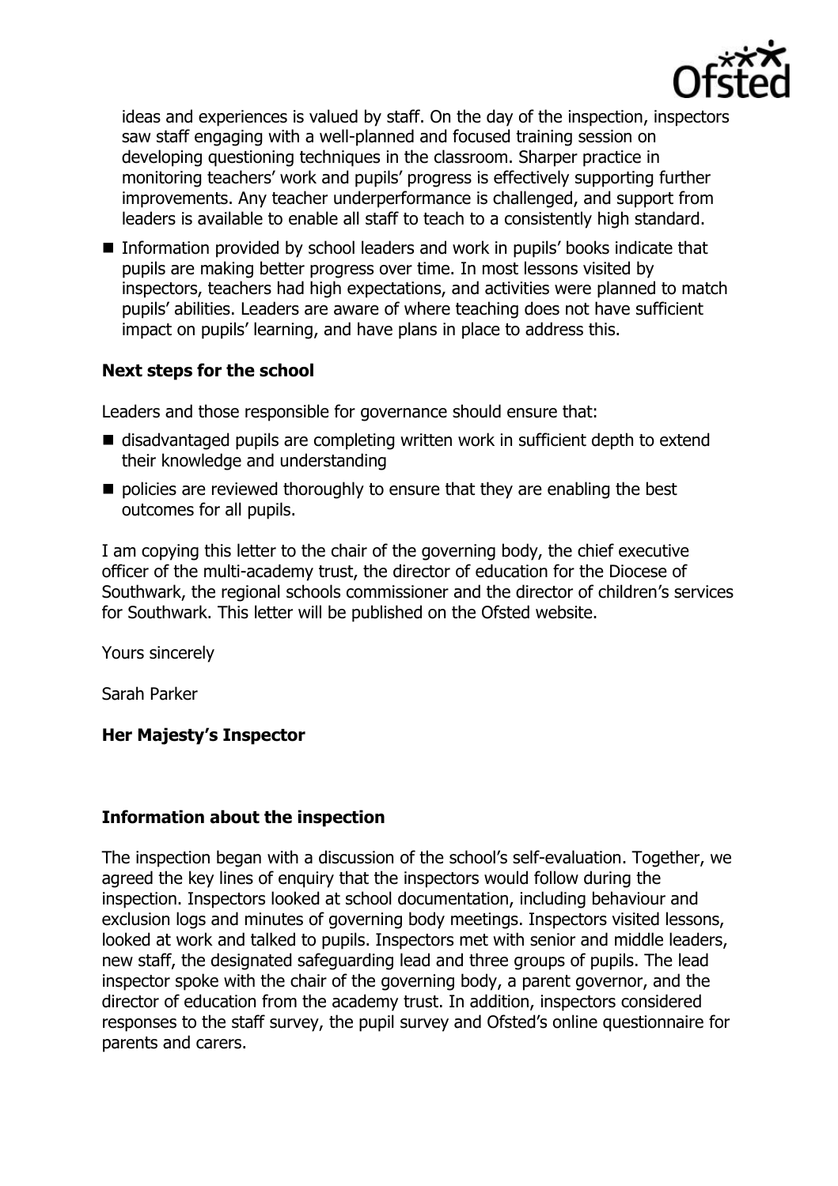ideas and experiences is valued by staff. On the day of the inspection, inspectors saw staff engaging with a well-planned and focused training session on developing questioning techniques in the classroom. Sharper practice in monitoring teachers' work and pupils' progress is effectively supporting further improvements. Any teacher underperformance is challenged, and support from leaders is available to enable all staff to teach to a consistently high standard.

- Information provided by school leaders and work in pupils' books indicate that pupils are making better progress over time. In most lessons visited by inspectors, teachers had high expectations, and activities were planned to match pupils' abilities. Leaders are aware of where teaching does not have sufficient impact on pupils' learning, and have plans in place to address this.

### Next steps for the school

Leaders and those responsible for governance should ensure that:

- disadvantaged pupils are completing written work in sufficient depth to extend their knowledge and understanding
- policies are reviewed thoroughly to ensure that they are enabling the best outcomes for all pupils.

I am copying this letter to the chair of the governing body, the chief executive officer of the multi-academy trust, the director of education for the Diocese of Southwark, the regional schools commissioner and the director of children's services for Southwark. This letter will be published on the Ofsted website.

Yours sincerely

Sarah Parker

**Her Majesty's Inspector**

### Information about the inspection

The inspection began with a discussion of the school's self-evaluation. Together, we agreed the key lines of enquiry that the inspectors would follow during the inspection. Inspectors looked at school documentation, including behaviour and exclusion logs and minutes of governing body meetings. Inspectors visited lessons, looked at work and talked to pupils. Inspectors met with senior and middle leaders, new staff, the designated safeguarding lead and three groups of pupils. The lead inspector spoke with the chair of the governing body, a parent governor, and the director of education from the academy trust. In addition, inspectors considered responses to the staff survey, the pupil survey and Ofsted's online questionnaire for parents and carers.